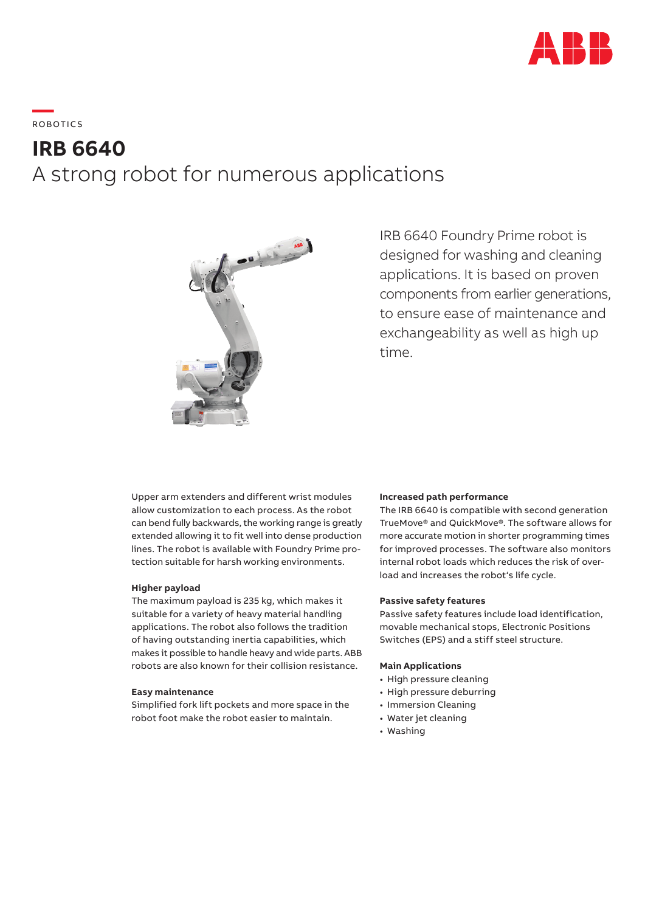ROBOTICS

# IRB 6640

## A strong robot for numerous applications

IRB 6640 Foundry Prime robot is designed for washing and cleaning applications. It is based on proven components from earlier generations, to ensure ease of maintenance and exchangeability as well as high up time.

Upper arm extenders and different wrist modules allow customization to each process. As the robot can bend fully backwards, the working range is greatly extended allowing it to fit well into dense production lines. The robot is available with Foundry Prime protection suitable for harsh working environments.

**Higher payload**
The maximum payload is 235 kg, which makes it suitable for a variety of heavy material handling applications. The robot also follows the tradition of having outstanding inertia capabilities, which makes it possible to handle heavy and wide parts. ABB robots are also known for their collision resistance.

**Easy maintenance**
Simplified fork lift pockets and more space in the robot foot make the robot easier to maintain.

**Increased path performance**
The IRB 6640 is compatible with second generation TrueMove® and QuickMove®. The software allows for more accurate motion in shorter programming times for improved processes. The software also monitors internal robot loads which reduces the risk of overload and increases the robot's life cycle.

**Passive safety features**
Passive safety features include load identification, movable mechanical stops, Electronic Positions Switches (EPS) and a stiff steel structure.

**Main Applications**

- High pressure cleaning
- High pressure deburring
- Immersion Cleaning
- Water jet cleaning
- Washing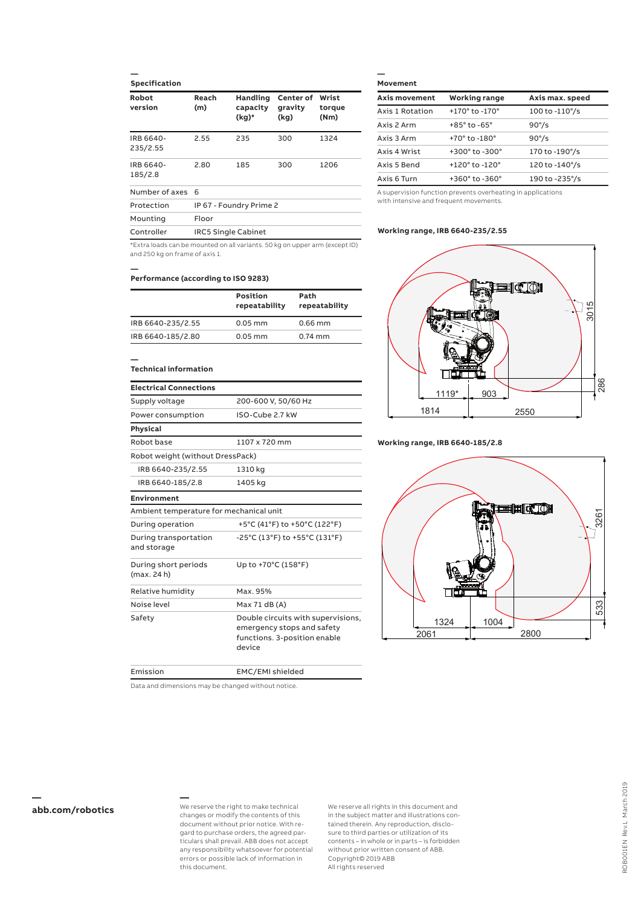## Specification

| Robot version | Reach (m) | Handling capacity (kg)* | Center of gravity (kg) | Wrist torque (Nm) |
|---|---|---|---|---|
| IRB 6640-235/2.55 | 2.55 | 235 | 300 | 1324 |
| IRB 6640-185/2.8 | 2.80 | 185 | 300 | 1206 |
| Number of axes | 6 | | | |
| Protection | IP 67 - Foundry Prime 2 | | | |
| Mounting | Floor | | | |
| Controller | IRC5 Single Cabinet | | | |

*Extra loads can be mounted on all variants. 50 kg on upper arm (except ID) and 250 kg on frame of axis 1.

## Performance (according to ISO 9283)

| | Position repeatability | Path repeatability |
|---|---|---|
| IRB 6640-235/2.55 | 0.05 mm | 0.66 mm |
| IRB 6640-185/2.80 | 0.05 mm | 0.74 mm |

## Technical information

| | |
|---|---|
| **Electrical Connections** | |
| Supply voltage | 200-600 V, 50/60 Hz |
| Power consumption | ISO-Cube 2.7 kW |
| **Physical** | |
| Robot base | 1107 x 720 mm |
| Robot weight (without DressPack) | |
| IRB 6640-235/2.55 | 1310 kg |
| IRB 6640-185/2.8 | 1405 kg |
| **Environment** | |
| Ambient temperature for mechanical unit | |
| During operation | +5°C (41°F) to +50°C (122°F) |
| During transportation and storage | -25°C (13°F) to +55°C (131°F) |
| During short periods (max. 24 h) | Up to +70°C (158°F) |
| Relative humidity | Max. 95% |
| Noise level | Max 71 dB (A) |
| Safety | Double circuits with supervisions, emergency stops and safety functions. 3-position enable device |
| Emission | EMC/EMI shielded |

Data and dimensions may be changed without notice.

## Movement

| Axis movement | Working range | Axis max. speed |
|---|---|---|
| Axis 1 Rotation | +170° to -170° | 100 to -110°/s |
| Axis 2 Arm | +85° to -65° | 90°/s |
| Axis 3 Arm | +70° to -180° | 90°/s |
| Axis 4 Wrist | +300° to -300° | 170 to -190°/s |
| Axis 5 Bend | +120° to -120° | 120 to -140°/s |
| Axis 6 Turn | +360° to -360° | 190 to -235°/s |

A supervision function prevents overheating in applications with intensive and frequent movements.

### Working range, IRB 6640-235/2.55

3015
286
1119*
903
1814
2550

### Working range, IRB 6640-185/2.8

3261
533
1324
1004
2061
2800

**abb.com/robotics**

We reserve the right to make technical changes or modify the contents of this document without prior notice. With regard to purchase orders, the agreed particulars shall prevail. ABB does not accept any responsibility whatsoever for potential errors or possible lack of information in this document.

We reserve all rights in this document and in the subject matter and illustrations contained therein. Any reproduction, disclosure to third parties or utilization of its contents – in whole or in parts – is forbidden without prior written consent of ABB.
Copyright© 2019 ABB
All rights reserved

ROB0001EN Rev.L March 2019